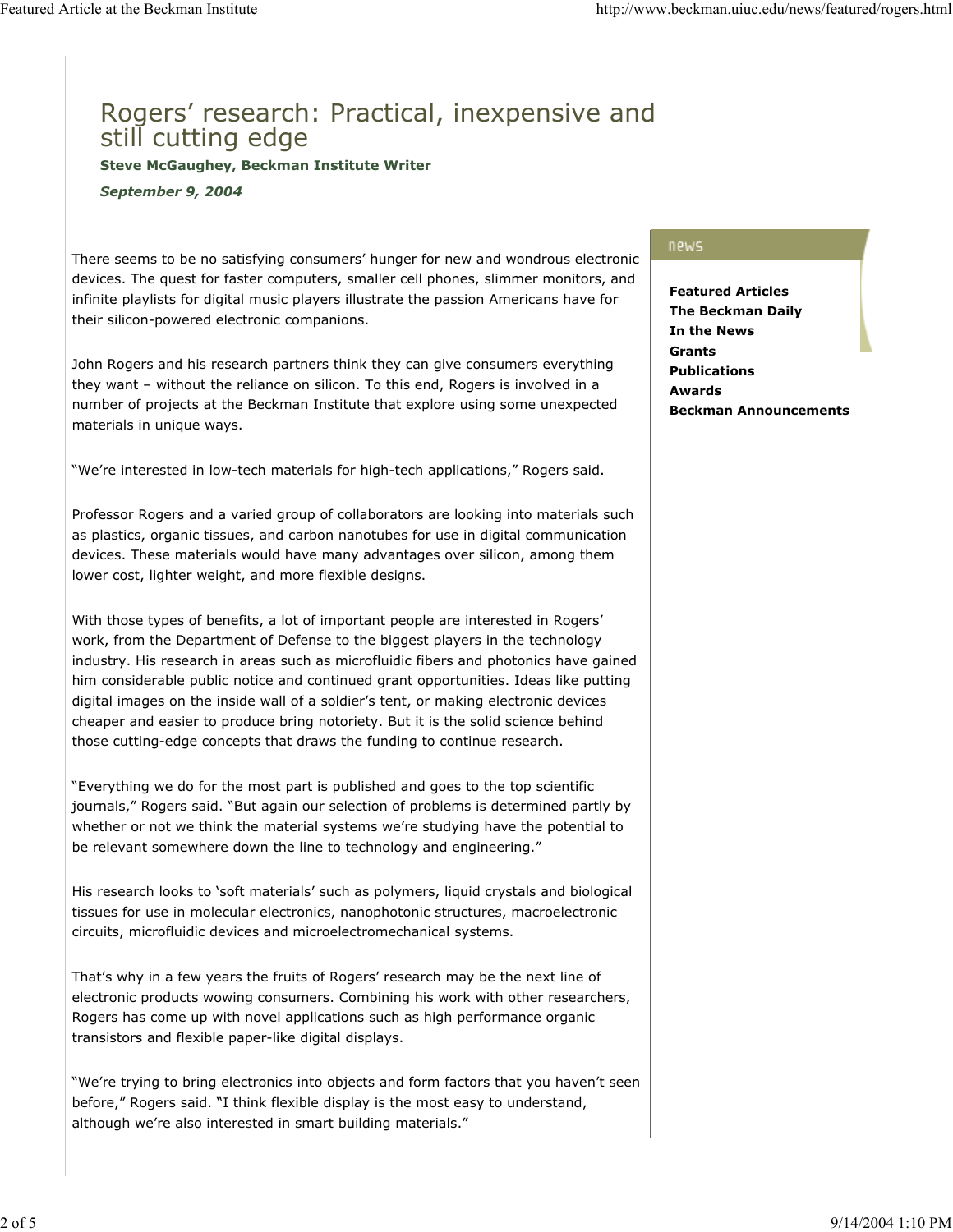// Rogers' research: Practical, inexpensive and still cutting edge

**Steve McGaughey, Beckman Institute Writer**

***September 9, 2004***

There seems to be no satisfying consumers' hunger for new and wondrous electronic devices. The quest for faster computers, smaller cell phones, slimmer monitors, and infinite playlists for digital music players illustrate the passion Americans have for their silicon-powered electronic companions.

John Rogers and his research partners think they can give consumers everything they want – without the reliance on silicon. To this end, Rogers is involved in a number of projects at the Beckman Institute that explore using some unexpected materials in unique ways.

"We're interested in low-tech materials for high-tech applications," Rogers said.

Professor Rogers and a varied group of collaborators are looking into materials such as plastics, organic tissues, and carbon nanotubes for use in digital communication devices. These materials would have many advantages over silicon, among them lower cost, lighter weight, and more flexible designs.

With those types of benefits, a lot of important people are interested in Rogers' work, from the Department of Defense to the biggest players in the technology industry. His research in areas such as microfluidic fibers and photonics have gained him considerable public notice and continued grant opportunities. Ideas like putting digital images on the inside wall of a soldier's tent, or making electronic devices cheaper and easier to produce bring notoriety. But it is the solid science behind those cutting-edge concepts that draws the funding to continue research.

"Everything we do for the most part is published and goes to the top scientific journals," Rogers said. "But again our selection of problems is determined partly by whether or not we think the material systems we're studying have the potential to be relevant somewhere down the line to technology and engineering."

His research looks to 'soft materials' such as polymers, liquid crystals and biological tissues for use in molecular electronics, nanophotonic structures, macroelectronic circuits, microfluidic devices and microelectromechanical systems.

That's why in a few years the fruits of Rogers' research may be the next line of electronic products wowing consumers. Combining his work with other researchers, Rogers has come up with novel applications such as high performance organic transistors and flexible paper-like digital displays.

"We're trying to bring electronics into objects and form factors that you haven't seen before," Rogers said. "I think flexible display is the most easy to understand, although we're also interested in smart building materials."

**news**

**Featured Articles**
**The Beckman Daily**
**In the News**
**Grants**
**Publications**
**Awards**
**Beckman Announcements**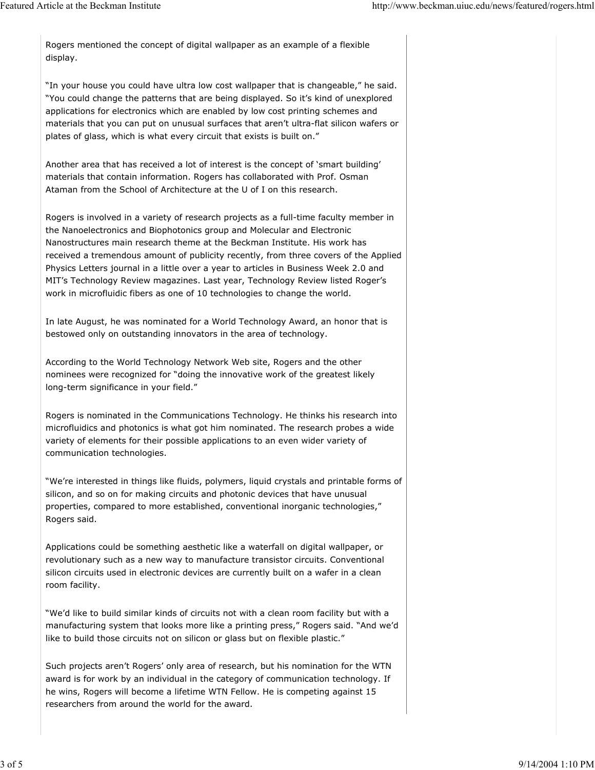Rogers mentioned the concept of digital wallpaper as an example of a flexible display.

"In your house you could have ultra low cost wallpaper that is changeable," he said. "You could change the patterns that are being displayed. So it's kind of unexplored applications for electronics which are enabled by low cost printing schemes and materials that you can put on unusual surfaces that aren't ultra-flat silicon wafers or plates of glass, which is what every circuit that exists is built on."

Another area that has received a lot of interest is the concept of 'smart building' materials that contain information. Rogers has collaborated with Prof. Osman Ataman from the School of Architecture at the U of I on this research.

Rogers is involved in a variety of research projects as a full-time faculty member in the Nanoelectronics and Biophotonics group and Molecular and Electronic Nanostructures main research theme at the Beckman Institute. His work has received a tremendous amount of publicity recently, from three covers of the Applied Physics Letters journal in a little over a year to articles in Business Week 2.0 and MIT's Technology Review magazines. Last year, Technology Review listed Roger's work in microfluidic fibers as one of 10 technologies to change the world.

In late August, he was nominated for a World Technology Award, an honor that is bestowed only on outstanding innovators in the area of technology.

According to the World Technology Network Web site, Rogers and the other nominees were recognized for "doing the innovative work of the greatest likely long-term significance in your field."

Rogers is nominated in the Communications Technology. He thinks his research into microfluidics and photonics is what got him nominated. The research probes a wide variety of elements for their possible applications to an even wider variety of communication technologies.

"We're interested in things like fluids, polymers, liquid crystals and printable forms of silicon, and so on for making circuits and photonic devices that have unusual properties, compared to more established, conventional inorganic technologies," Rogers said.

Applications could be something aesthetic like a waterfall on digital wallpaper, or revolutionary such as a new way to manufacture transistor circuits. Conventional silicon circuits used in electronic devices are currently built on a wafer in a clean room facility.

"We'd like to build similar kinds of circuits not with a clean room facility but with a manufacturing system that looks more like a printing press," Rogers said. "And we'd like to build those circuits not on silicon or glass but on flexible plastic."

Such projects aren't Rogers' only area of research, but his nomination for the WTN award is for work by an individual in the category of communication technology. If he wins, Rogers will become a lifetime WTN Fellow. He is competing against 15 researchers from around the world for the award.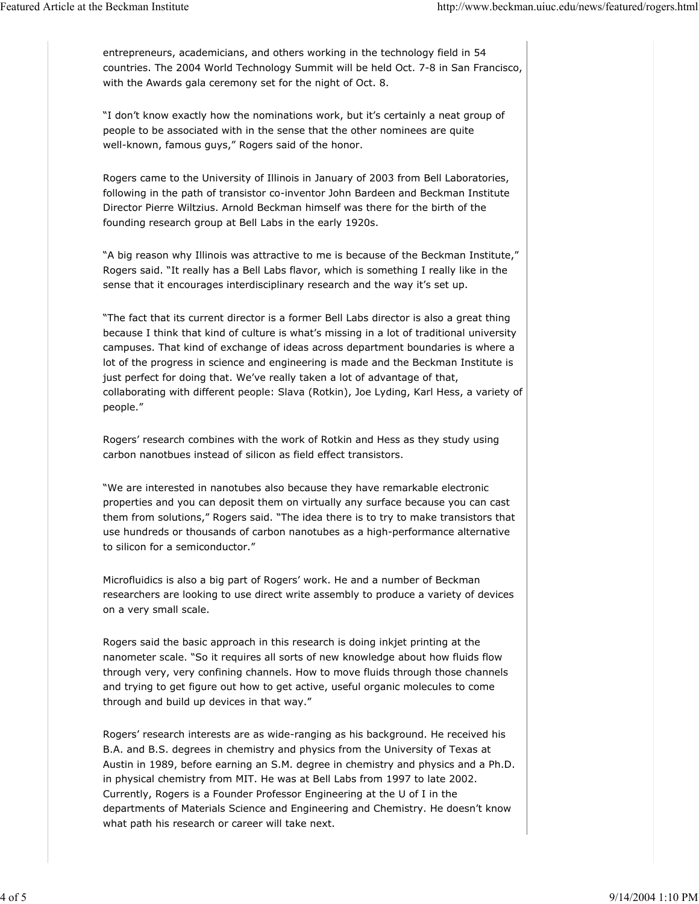entrepreneurs, academicians, and others working in the technology field in 54 countries. The 2004 World Technology Summit will be held Oct. 7-8 in San Francisco, with the Awards gala ceremony set for the night of Oct. 8.

"I don't know exactly how the nominations work, but it's certainly a neat group of people to be associated with in the sense that the other nominees are quite well-known, famous guys," Rogers said of the honor.

Rogers came to the University of Illinois in January of 2003 from Bell Laboratories, following in the path of transistor co-inventor John Bardeen and Beckman Institute Director Pierre Wiltzius. Arnold Beckman himself was there for the birth of the founding research group at Bell Labs in the early 1920s.

"A big reason why Illinois was attractive to me is because of the Beckman Institute," Rogers said. "It really has a Bell Labs flavor, which is something I really like in the sense that it encourages interdisciplinary research and the way it's set up.

"The fact that its current director is a former Bell Labs director is also a great thing because I think that kind of culture is what's missing in a lot of traditional university campuses. That kind of exchange of ideas across department boundaries is where a lot of the progress in science and engineering is made and the Beckman Institute is just perfect for doing that. We've really taken a lot of advantage of that, collaborating with different people: Slava (Rotkin), Joe Lyding, Karl Hess, a variety of people."

Rogers' research combines with the work of Rotkin and Hess as they study using carbon nanotbues instead of silicon as field effect transistors.

"We are interested in nanotubes also because they have remarkable electronic properties and you can deposit them on virtually any surface because you can cast them from solutions," Rogers said. "The idea there is to try to make transistors that use hundreds or thousands of carbon nanotubes as a high-performance alternative to silicon for a semiconductor."

Microfluidics is also a big part of Rogers' work. He and a number of Beckman researchers are looking to use direct write assembly to produce a variety of devices on a very small scale.

Rogers said the basic approach in this research is doing inkjet printing at the nanometer scale. "So it requires all sorts of new knowledge about how fluids flow through very, very confining channels. How to move fluids through those channels and trying to get figure out how to get active, useful organic molecules to come through and build up devices in that way."

Rogers' research interests are as wide-ranging as his background. He received his B.A. and B.S. degrees in chemistry and physics from the University of Texas at Austin in 1989, before earning an S.M. degree in chemistry and physics and a Ph.D. in physical chemistry from MIT. He was at Bell Labs from 1997 to late 2002. Currently, Rogers is a Founder Professor Engineering at the U of I in the departments of Materials Science and Engineering and Chemistry. He doesn't know what path his research or career will take next.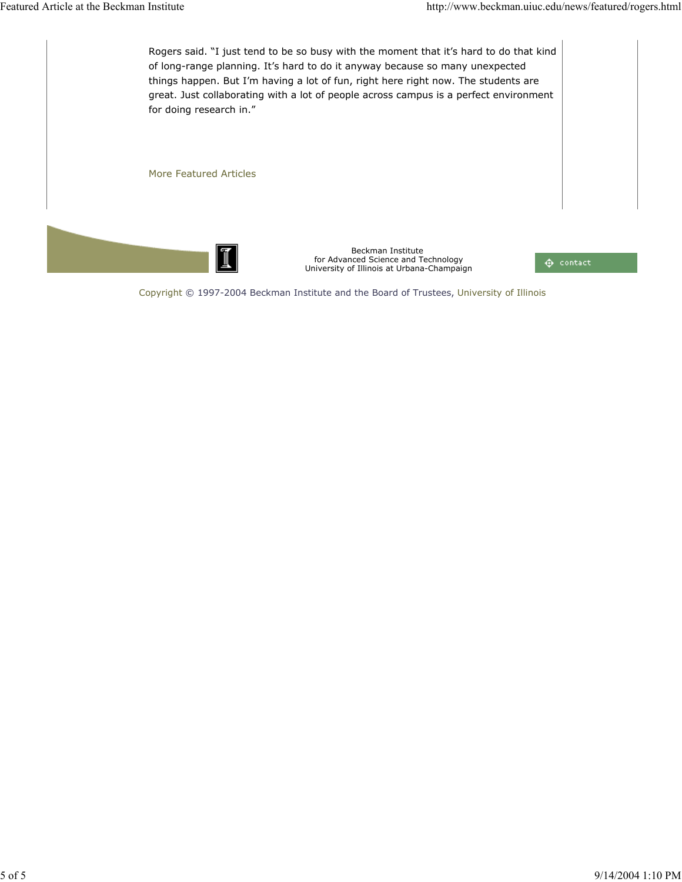Rogers said. "I just tend to be so busy with the moment that it's hard to do that kind of long-range planning. It's hard to do it anyway because so many unexpected things happen. But I'm having a lot of fun, right here right now. The students are great. Just collaborating with a lot of people across campus is a perfect environment for doing research in."

More Featured Articles

Beckman Institute
for Advanced Science and Technology
University of Illinois at Urbana-Champaign

contact

Copyright © 1997-2004 Beckman Institute and the Board of Trustees, University of Illinois